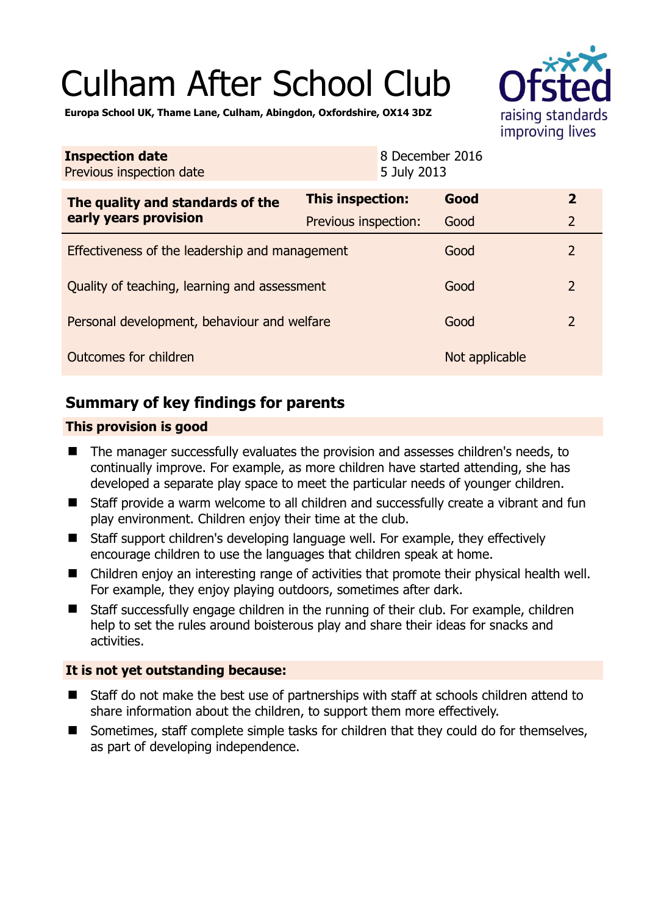# Culham After School Club

**Europa School UK, Thame Lane, Culham, Abingdon, Oxfordshire, OX14 3DZ**

| | |
|---|---|
| **Inspection date** | 8 December 2016 |
| Previous inspection date | 5 July 2013 |

| | | | |
|---|---|---|---|
| **The quality and standards of the early years provision** | **This inspection:** | **Good** | **2** |
| | Previous inspection: | Good | 2 |
| Effectiveness of the leadership and management | | Good | 2 |
| Quality of teaching, learning and assessment | | Good | 2 |
| Personal development, behaviour and welfare | | Good | 2 |
| Outcomes for children | | Not applicable | |

## Summary of key findings for parents

### This provision is good

- The manager successfully evaluates the provision and assesses children's needs, to continually improve. For example, as more children have started attending, she has developed a separate play space to meet the particular needs of younger children.
- Staff provide a warm welcome to all children and successfully create a vibrant and fun play environment. Children enjoy their time at the club.
- Staff support children's developing language well. For example, they effectively encourage children to use the languages that children speak at home.
- Children enjoy an interesting range of activities that promote their physical health well. For example, they enjoy playing outdoors, sometimes after dark.
- Staff successfully engage children in the running of their club. For example, children help to set the rules around boisterous play and share their ideas for snacks and activities.

### It is not yet outstanding because:

- Staff do not make the best use of partnerships with staff at schools children attend to share information about the children, to support them more effectively.
- Sometimes, staff complete simple tasks for children that they could do for themselves, as part of developing independence.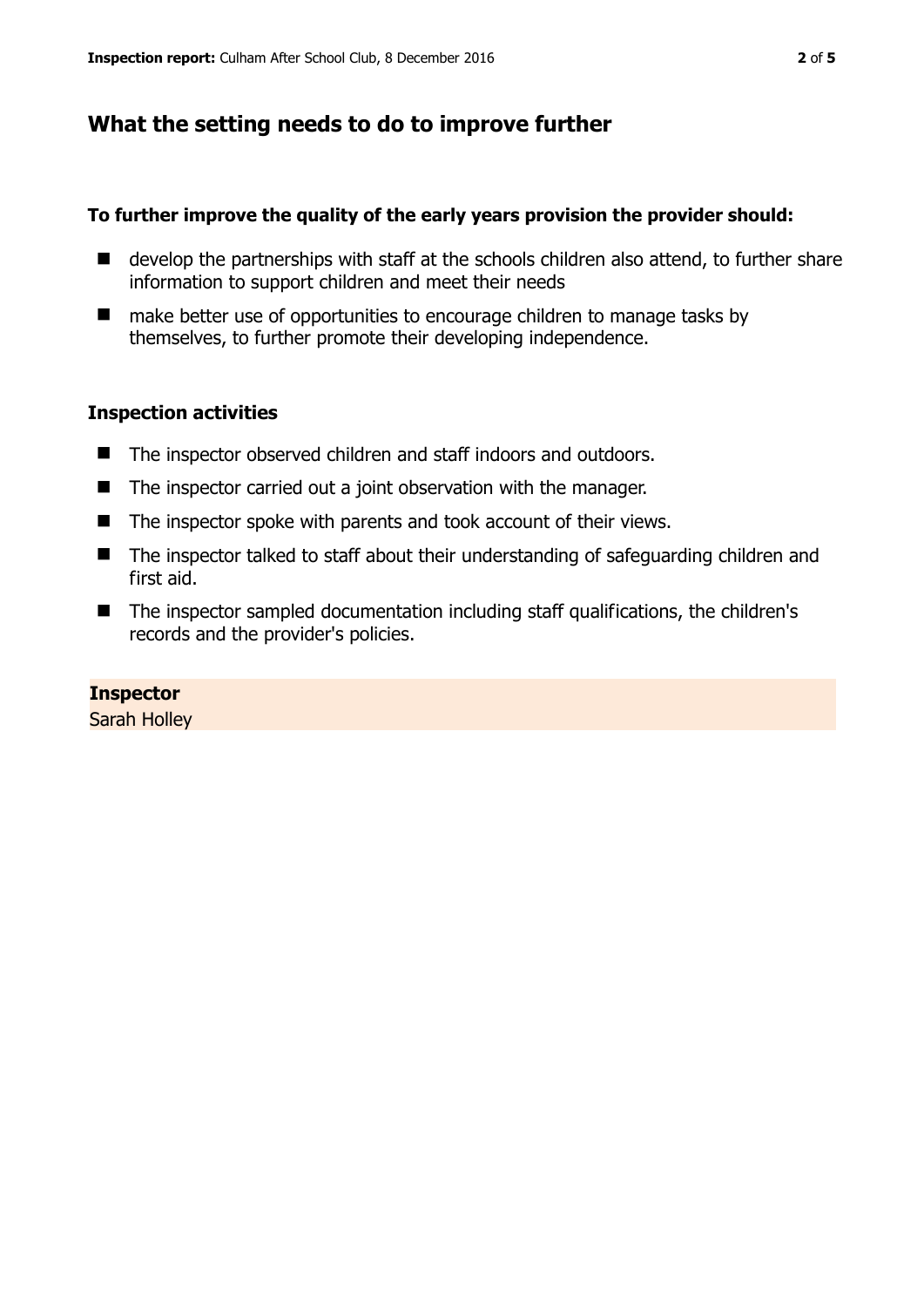## What the setting needs to do to improve further

**To further improve the quality of the early years provision the provider should:**

- develop the partnerships with staff at the schools children also attend, to further share information to support children and meet their needs
- make better use of opportunities to encourage children to manage tasks by themselves, to further promote their developing independence.

### Inspection activities

- The inspector observed children and staff indoors and outdoors.
- The inspector carried out a joint observation with the manager.
- The inspector spoke with parents and took account of their views.
- The inspector talked to staff about their understanding of safeguarding children and first aid.
- The inspector sampled documentation including staff qualifications, the children's records and the provider's policies.

**Inspector**
Sarah Holley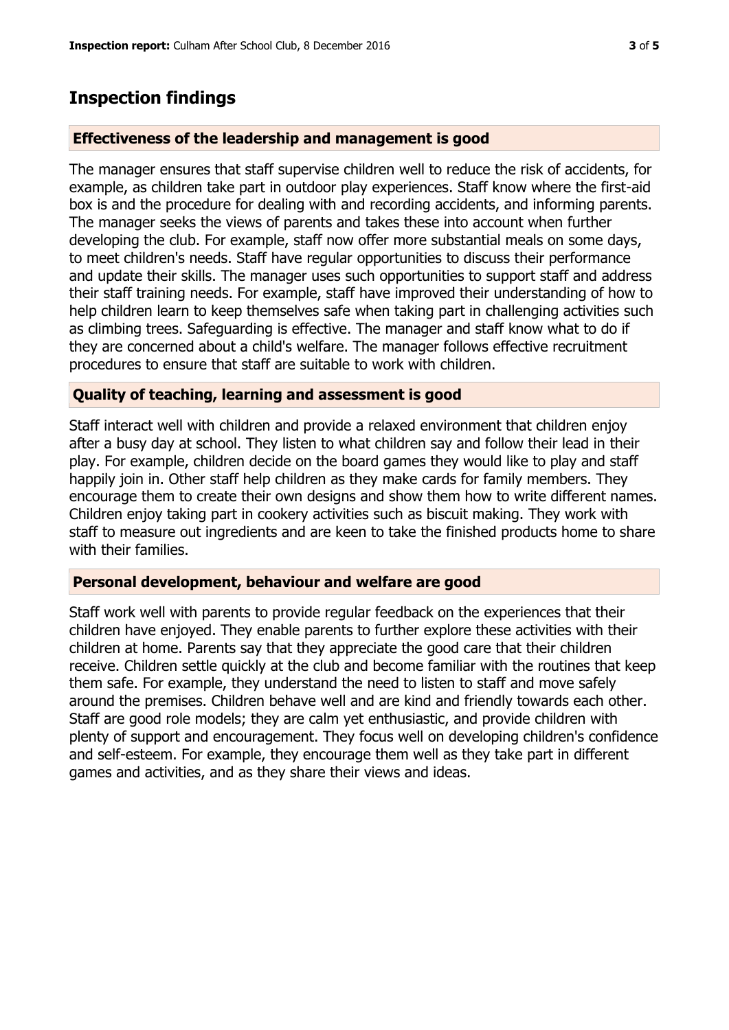## Inspection findings

### Effectiveness of the leadership and management is good

The manager ensures that staff supervise children well to reduce the risk of accidents, for example, as children take part in outdoor play experiences. Staff know where the first-aid box is and the procedure for dealing with and recording accidents, and informing parents. The manager seeks the views of parents and takes these into account when further developing the club. For example, staff now offer more substantial meals on some days, to meet children's needs. Staff have regular opportunities to discuss their performance and update their skills. The manager uses such opportunities to support staff and address their staff training needs. For example, staff have improved their understanding of how to help children learn to keep themselves safe when taking part in challenging activities such as climbing trees. Safeguarding is effective. The manager and staff know what to do if they are concerned about a child's welfare. The manager follows effective recruitment procedures to ensure that staff are suitable to work with children.

### Quality of teaching, learning and assessment is good

Staff interact well with children and provide a relaxed environment that children enjoy after a busy day at school. They listen to what children say and follow their lead in their play. For example, children decide on the board games they would like to play and staff happily join in. Other staff help children as they make cards for family members. They encourage them to create their own designs and show them how to write different names. Children enjoy taking part in cookery activities such as biscuit making. They work with staff to measure out ingredients and are keen to take the finished products home to share with their families.

### Personal development, behaviour and welfare are good

Staff work well with parents to provide regular feedback on the experiences that their children have enjoyed. They enable parents to further explore these activities with their children at home. Parents say that they appreciate the good care that their children receive. Children settle quickly at the club and become familiar with the routines that keep them safe. For example, they understand the need to listen to staff and move safely around the premises. Children behave well and are kind and friendly towards each other. Staff are good role models; they are calm yet enthusiastic, and provide children with plenty of support and encouragement. They focus well on developing children's confidence and self-esteem. For example, they encourage them well as they take part in different games and activities, and as they share their views and ideas.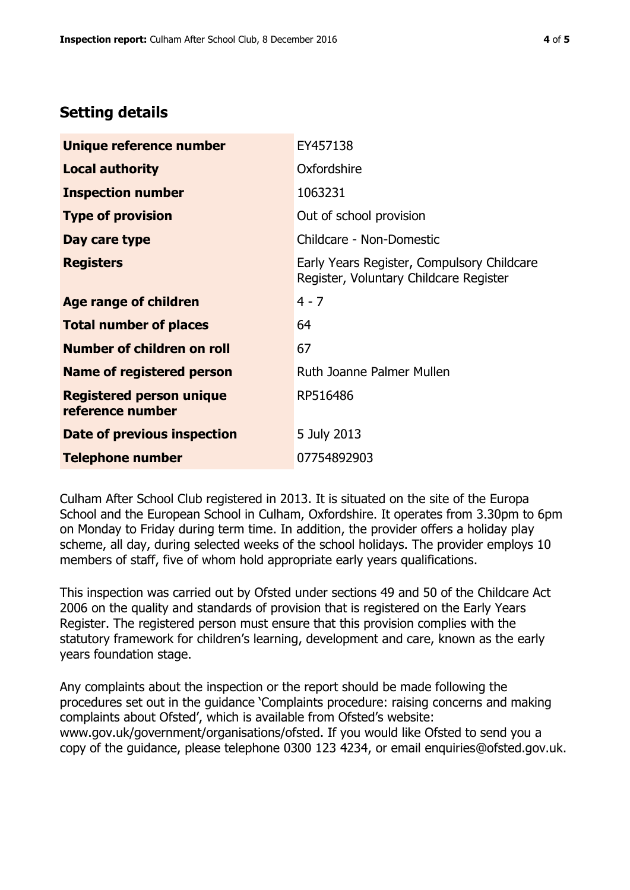## Setting details

| | |
|---|---|
| **Unique reference number** | EY457138 |
| **Local authority** | Oxfordshire |
| **Inspection number** | 1063231 |
| **Type of provision** | Out of school provision |
| **Day care type** | Childcare - Non-Domestic |
| **Registers** | Early Years Register, Compulsory Childcare Register, Voluntary Childcare Register |
| **Age range of children** | 4 - 7 |
| **Total number of places** | 64 |
| **Number of children on roll** | 67 |
| **Name of registered person** | Ruth Joanne Palmer Mullen |
| **Registered person unique reference number** | RP516486 |
| **Date of previous inspection** | 5 July 2013 |
| **Telephone number** | 07754892903 |

Culham After School Club registered in 2013. It is situated on the site of the Europa School and the European School in Culham, Oxfordshire. It operates from 3.30pm to 6pm on Monday to Friday during term time. In addition, the provider offers a holiday play scheme, all day, during selected weeks of the school holidays. The provider employs 10 members of staff, five of whom hold appropriate early years qualifications.

This inspection was carried out by Ofsted under sections 49 and 50 of the Childcare Act 2006 on the quality and standards of provision that is registered on the Early Years Register. The registered person must ensure that this provision complies with the statutory framework for children's learning, development and care, known as the early years foundation stage.

Any complaints about the inspection or the report should be made following the procedures set out in the guidance 'Complaints procedure: raising concerns and making complaints about Ofsted', which is available from Ofsted's website: www.gov.uk/government/organisations/ofsted. If you would like Ofsted to send you a copy of the guidance, please telephone 0300 123 4234, or email enquiries@ofsted.gov.uk.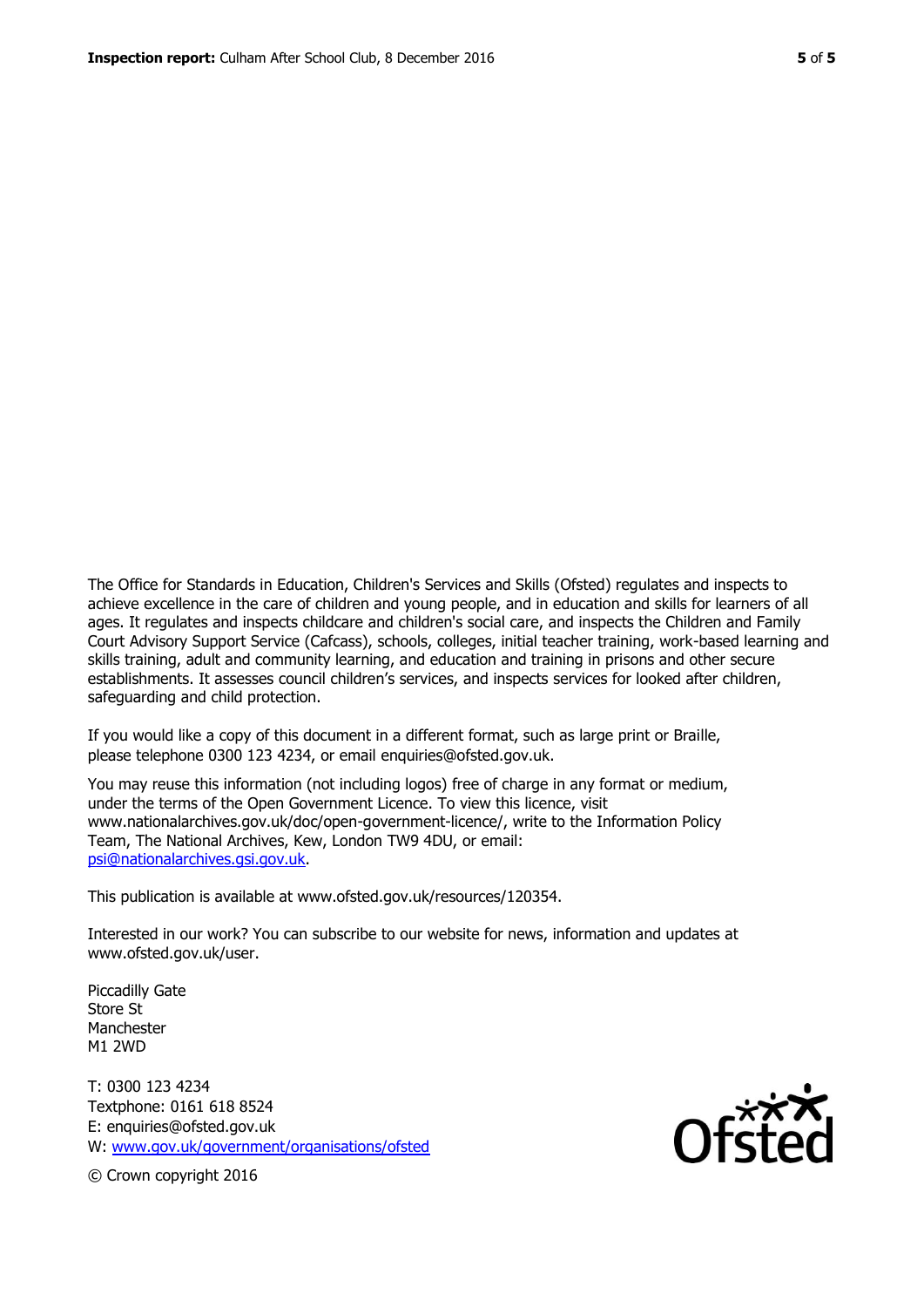The Office for Standards in Education, Children's Services and Skills (Ofsted) regulates and inspects to achieve excellence in the care of children and young people, and in education and skills for learners of all ages. It regulates and inspects childcare and children's social care, and inspects the Children and Family Court Advisory Support Service (Cafcass), schools, colleges, initial teacher training, work-based learning and skills training, adult and community learning, and education and training in prisons and other secure establishments. It assesses council children's services, and inspects services for looked after children, safeguarding and child protection.

If you would like a copy of this document in a different format, such as large print or Braille, please telephone 0300 123 4234, or email enquiries@ofsted.gov.uk.

You may reuse this information (not including logos) free of charge in any format or medium, under the terms of the Open Government Licence. To view this licence, visit www.nationalarchives.gov.uk/doc/open-government-licence/, write to the Information Policy Team, The National Archives, Kew, London TW9 4DU, or email: psi@nationalarchives.gsi.gov.uk.

This publication is available at www.ofsted.gov.uk/resources/120354.

Interested in our work? You can subscribe to our website for news, information and updates at www.ofsted.gov.uk/user.

Piccadilly Gate
Store St
Manchester
M1 2WD

T: 0300 123 4234
Textphone: 0161 618 8524
E: enquiries@ofsted.gov.uk
W: www.gov.uk/government/organisations/ofsted

© Crown copyright 2016